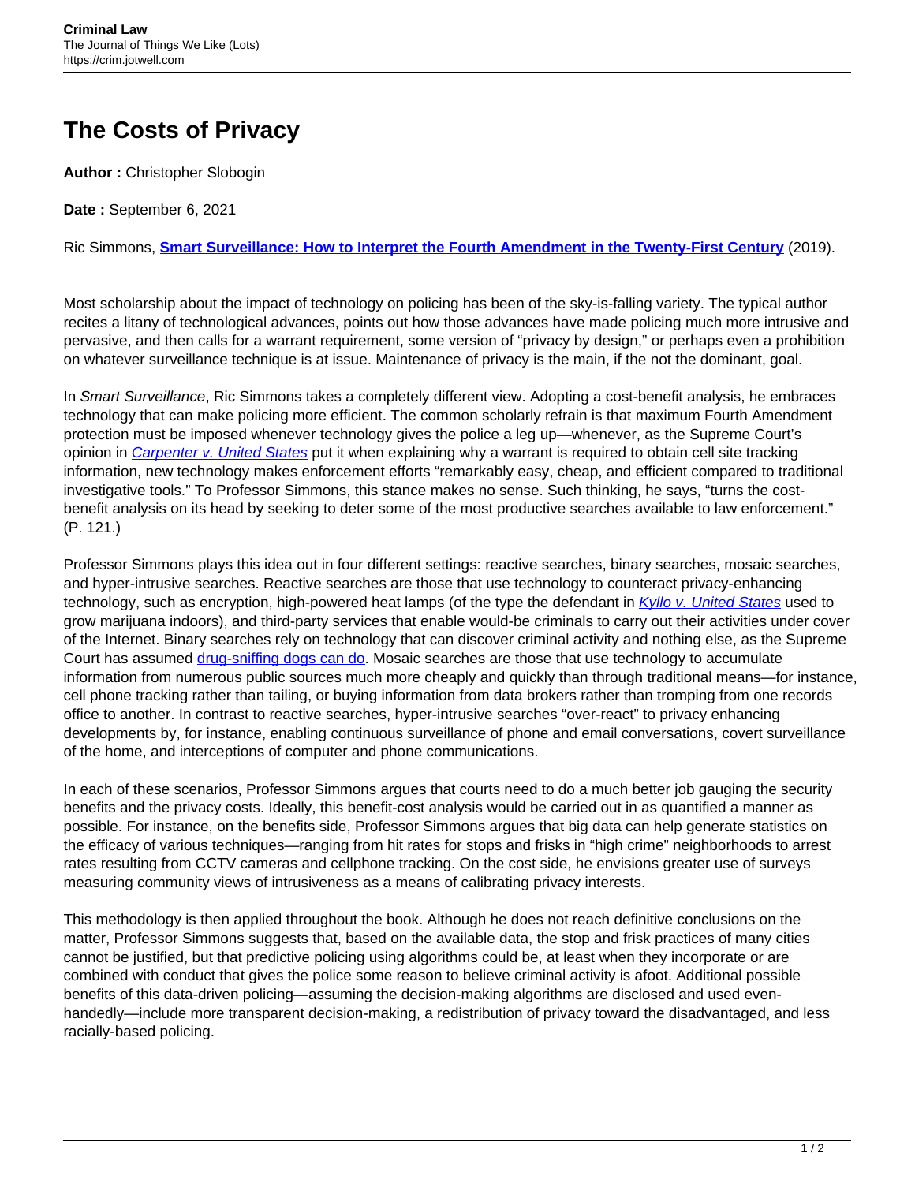# The Costs of Privacy

**Author :** Christopher Slobogin

**Date :** September 6, 2021

Ric Simmons, **Smart Surveillance: How to Interpret the Fourth Amendment in the Twenty-First Century** (2019).

Most scholarship about the impact of technology on policing has been of the sky-is-falling variety. The typical author recites a litany of technological advances, points out how those advances have made policing much more intrusive and pervasive, and then calls for a warrant requirement, some version of "privacy by design," or perhaps even a prohibition on whatever surveillance technique is at issue. Maintenance of privacy is the main, if the not the dominant, goal.

In *Smart Surveillance*, Ric Simmons takes a completely different view. Adopting a cost-benefit analysis, he embraces technology that can make policing more efficient. The common scholarly refrain is that maximum Fourth Amendment protection must be imposed whenever technology gives the police a leg up—whenever, as the Supreme Court's opinion in *Carpenter v. United States* put it when explaining why a warrant is required to obtain cell site tracking information, new technology makes enforcement efforts "remarkably easy, cheap, and efficient compared to traditional investigative tools." To Professor Simmons, this stance makes no sense. Such thinking, he says, "turns the cost-benefit analysis on its head by seeking to deter some of the most productive searches available to law enforcement." (P. 121.)

Professor Simmons plays this idea out in four different settings: reactive searches, binary searches, mosaic searches, and hyper-intrusive searches. Reactive searches are those that use technology to counteract privacy-enhancing technology, such as encryption, high-powered heat lamps (of the type the defendant in *Kyllo v. United States* used to grow marijuana indoors), and third-party services that enable would-be criminals to carry out their activities under cover of the Internet. Binary searches rely on technology that can discover criminal activity and nothing else, as the Supreme Court has assumed drug-sniffing dogs can do. Mosaic searches are those that use technology to accumulate information from numerous public sources much more cheaply and quickly than through traditional means—for instance, cell phone tracking rather than tailing, or buying information from data brokers rather than tromping from one records office to another. In contrast to reactive searches, hyper-intrusive searches "over-react" to privacy enhancing developments by, for instance, enabling continuous surveillance of phone and email conversations, covert surveillance of the home, and interceptions of computer and phone communications.

In each of these scenarios, Professor Simmons argues that courts need to do a much better job gauging the security benefits and the privacy costs. Ideally, this benefit-cost analysis would be carried out in as quantified a manner as possible. For instance, on the benefits side, Professor Simmons argues that big data can help generate statistics on the efficacy of various techniques—ranging from hit rates for stops and frisks in "high crime" neighborhoods to arrest rates resulting from CCTV cameras and cellphone tracking. On the cost side, he envisions greater use of surveys measuring community views of intrusiveness as a means of calibrating privacy interests.

This methodology is then applied throughout the book. Although he does not reach definitive conclusions on the matter, Professor Simmons suggests that, based on the available data, the stop and frisk practices of many cities cannot be justified, but that predictive policing using algorithms could be, at least when they incorporate or are combined with conduct that gives the police some reason to believe criminal activity is afoot. Additional possible benefits of this data-driven policing—assuming the decision-making algorithms are disclosed and used even-handedly—include more transparent decision-making, a redistribution of privacy toward the disadvantaged, and less racially-based policing.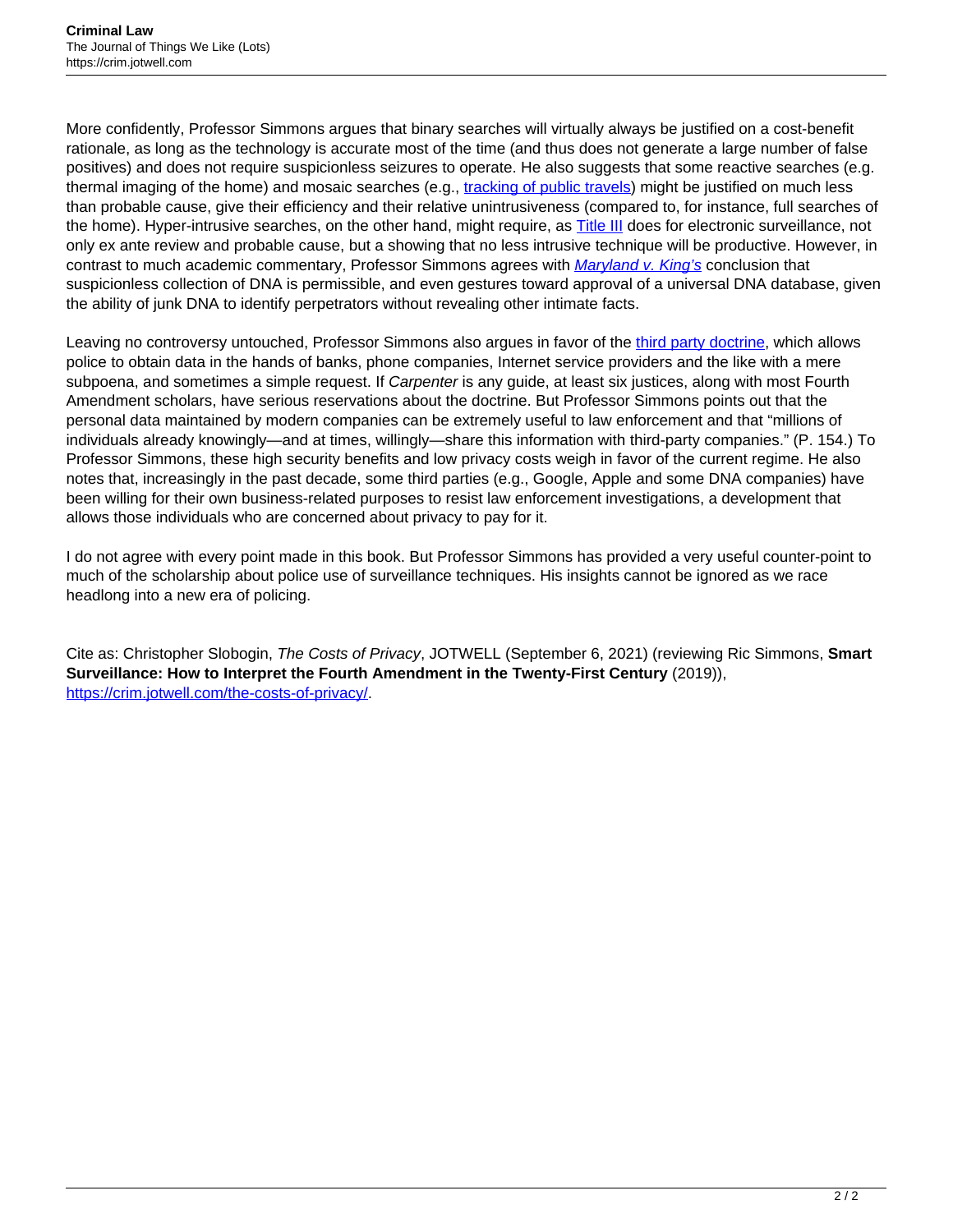More confidently, Professor Simmons argues that binary searches will virtually always be justified on a cost-benefit rationale, as long as the technology is accurate most of the time (and thus does not generate a large number of false positives) and does not require suspicionless seizures to operate. He also suggests that some reactive searches (e.g. thermal imaging of the home) and mosaic searches (e.g., [tracking of public travels]) might be justified on much less than probable cause, give their efficiency and their relative unintrusiveness (compared to, for instance, full searches of the home). Hyper-intrusive searches, on the other hand, might require, as [Title III] does for electronic surveillance, not only ex ante review and probable cause, but a showing that no less intrusive technique will be productive. However, in contrast to much academic commentary, Professor Simmons agrees with [*Maryland v. King's*] conclusion that suspicionless collection of DNA is permissible, and even gestures toward approval of a universal DNA database, given the ability of junk DNA to identify perpetrators without revealing other intimate facts.

Leaving no controversy untouched, Professor Simmons also argues in favor of the [third party doctrine], which allows police to obtain data in the hands of banks, phone companies, Internet service providers and the like with a mere subpoena, and sometimes a simple request. If *Carpenter* is any guide, at least six justices, along with most Fourth Amendment scholars, have serious reservations about the doctrine. But Professor Simmons points out that the personal data maintained by modern companies can be extremely useful to law enforcement and that "millions of individuals already knowingly—and at times, willingly—share this information with third-party companies." (P. 154.) To Professor Simmons, these high security benefits and low privacy costs weigh in favor of the current regime. He also notes that, increasingly in the past decade, some third parties (e.g., Google, Apple and some DNA companies) have been willing for their own business-related purposes to resist law enforcement investigations, a development that allows those individuals who are concerned about privacy to pay for it.

I do not agree with every point made in this book. But Professor Simmons has provided a very useful counter-point to much of the scholarship about police use of surveillance techniques. His insights cannot be ignored as we race headlong into a new era of policing.

Cite as: Christopher Slobogin, *The Costs of Privacy*, JOTWELL (September 6, 2021) (reviewing Ric Simmons, **Smart Surveillance: How to Interpret the Fourth Amendment in the Twenty-First Century** (2019)), https://crim.jotwell.com/the-costs-of-privacy/.